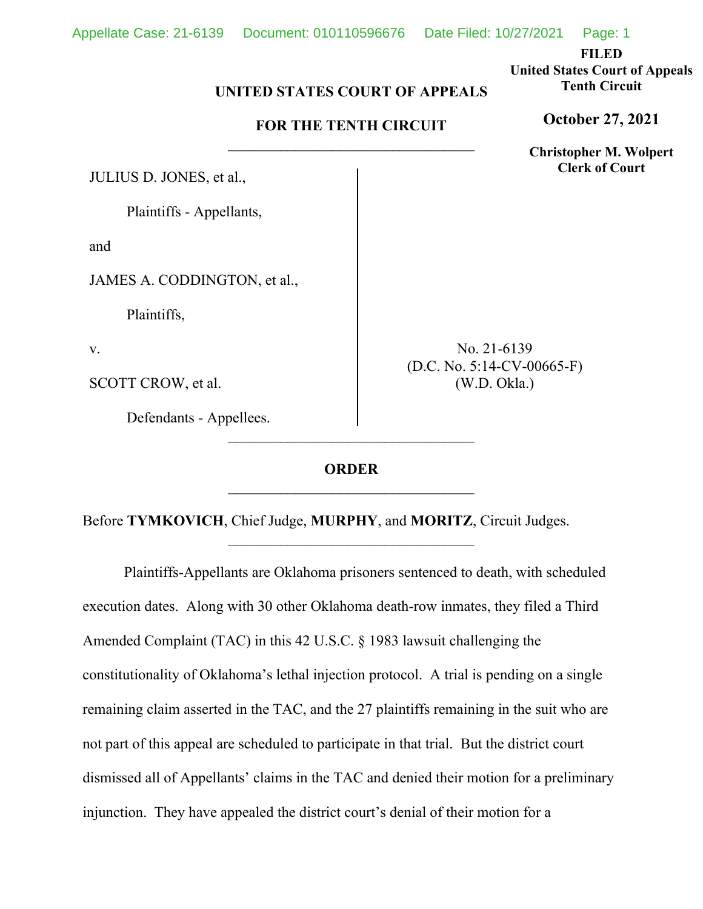**FILED**
**United States Court of Appeals**
**Tenth Circuit**

**October 27, 2021**

**Christopher M. Wolpert**
**Clerk of Court**

**UNITED STATES COURT OF APPEALS**

**FOR THE TENTH CIRCUIT**

---

JULIUS D. JONES, et al.,

Plaintiffs - Appellants,

and

JAMES A. CODDINGTON, et al.,

Plaintiffs,

v.

SCOTT CROW, et al.

Defendants - Appellees.

No. 21-6139
(D.C. No. 5:14-CV-00665-F)
(W.D. Okla.)

---

**ORDER**

---

Before **TYMKOVICH**, Chief Judge, **MURPHY**, and **MORITZ**, Circuit Judges.

---

Plaintiffs-Appellants are Oklahoma prisoners sentenced to death, with scheduled execution dates. Along with 30 other Oklahoma death-row inmates, they filed a Third Amended Complaint (TAC) in this 42 U.S.C. § 1983 lawsuit challenging the constitutionality of Oklahoma's lethal injection protocol. A trial is pending on a single remaining claim asserted in the TAC, and the 27 plaintiffs remaining in the suit who are not part of this appeal are scheduled to participate in that trial. But the district court dismissed all of Appellants' claims in the TAC and denied their motion for a preliminary injunction. They have appealed the district court's denial of their motion for a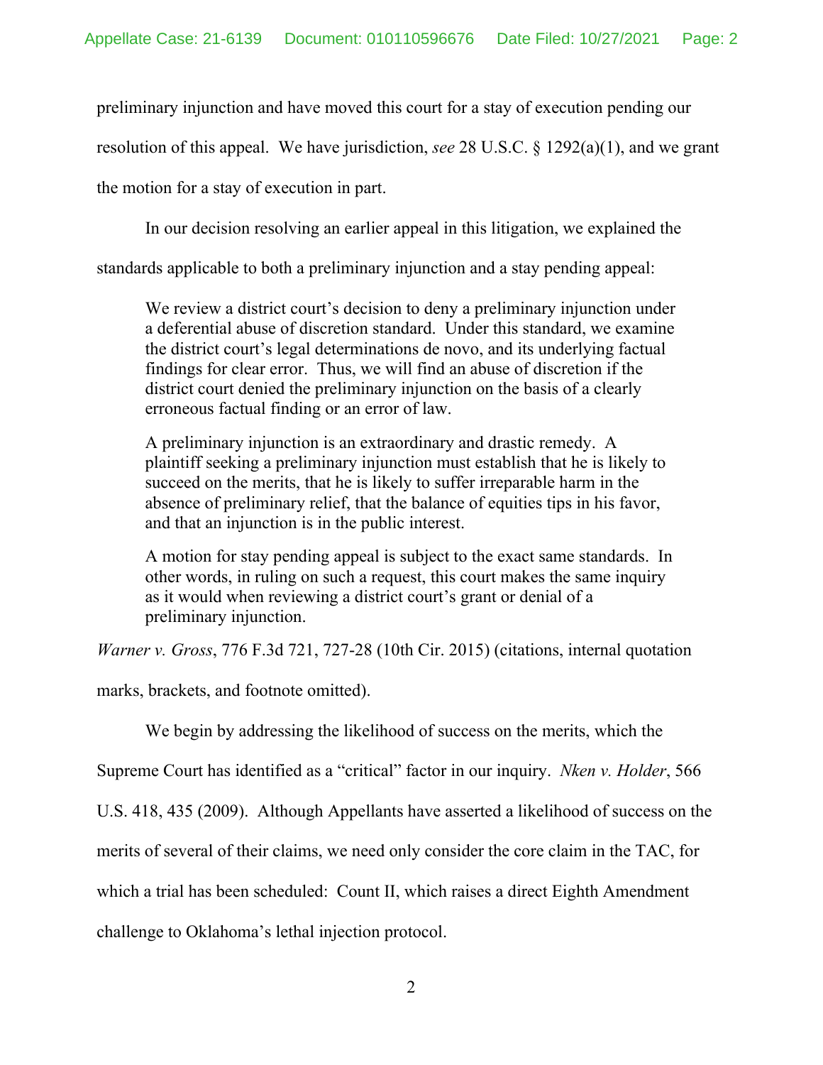preliminary injunction and have moved this court for a stay of execution pending our resolution of this appeal. We have jurisdiction, *see* 28 U.S.C. § 1292(a)(1), and we grant the motion for a stay of execution in part.

In our decision resolving an earlier appeal in this litigation, we explained the standards applicable to both a preliminary injunction and a stay pending appeal:

> We review a district court's decision to deny a preliminary injunction under a deferential abuse of discretion standard. Under this standard, we examine the district court's legal determinations de novo, and its underlying factual findings for clear error. Thus, we will find an abuse of discretion if the district court denied the preliminary injunction on the basis of a clearly erroneous factual finding or an error of law.
>
> A preliminary injunction is an extraordinary and drastic remedy. A plaintiff seeking a preliminary injunction must establish that he is likely to succeed on the merits, that he is likely to suffer irreparable harm in the absence of preliminary relief, that the balance of equities tips in his favor, and that an injunction is in the public interest.
>
> A motion for stay pending appeal is subject to the exact same standards. In other words, in ruling on such a request, this court makes the same inquiry as it would when reviewing a district court's grant or denial of a preliminary injunction.

*Warner v. Gross*, 776 F.3d 721, 727-28 (10th Cir. 2015) (citations, internal quotation marks, brackets, and footnote omitted).

We begin by addressing the likelihood of success on the merits, which the Supreme Court has identified as a "critical" factor in our inquiry. *Nken v. Holder*, 566 U.S. 418, 435 (2009). Although Appellants have asserted a likelihood of success on the merits of several of their claims, we need only consider the core claim in the TAC, for which a trial has been scheduled: Count II, which raises a direct Eighth Amendment challenge to Oklahoma's lethal injection protocol.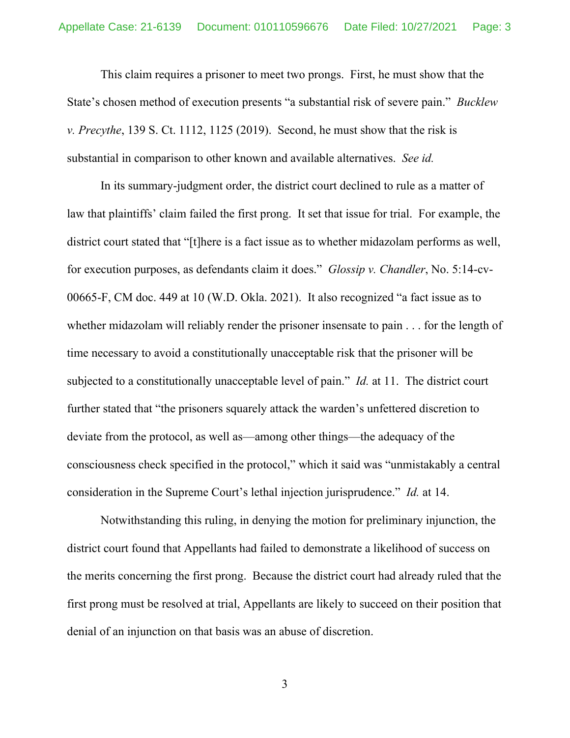This claim requires a prisoner to meet two prongs. First, he must show that the State's chosen method of execution presents "a substantial risk of severe pain." *Bucklew v. Precythe*, 139 S. Ct. 1112, 1125 (2019). Second, he must show that the risk is substantial in comparison to other known and available alternatives. *See id.*

In its summary-judgment order, the district court declined to rule as a matter of law that plaintiffs' claim failed the first prong. It set that issue for trial. For example, the district court stated that "[t]here is a fact issue as to whether midazolam performs as well, for execution purposes, as defendants claim it does." *Glossip v. Chandler*, No. 5:14-cv-00665-F, CM doc. 449 at 10 (W.D. Okla. 2021). It also recognized "a fact issue as to whether midazolam will reliably render the prisoner insensate to pain . . . for the length of time necessary to avoid a constitutionally unacceptable risk that the prisoner will be subjected to a constitutionally unacceptable level of pain." *Id.* at 11. The district court further stated that "the prisoners squarely attack the warden's unfettered discretion to deviate from the protocol, as well as—among other things—the adequacy of the consciousness check specified in the protocol," which it said was "unmistakably a central consideration in the Supreme Court's lethal injection jurisprudence." *Id.* at 14.

Notwithstanding this ruling, in denying the motion for preliminary injunction, the district court found that Appellants had failed to demonstrate a likelihood of success on the merits concerning the first prong. Because the district court had already ruled that the first prong must be resolved at trial, Appellants are likely to succeed on their position that denial of an injunction on that basis was an abuse of discretion.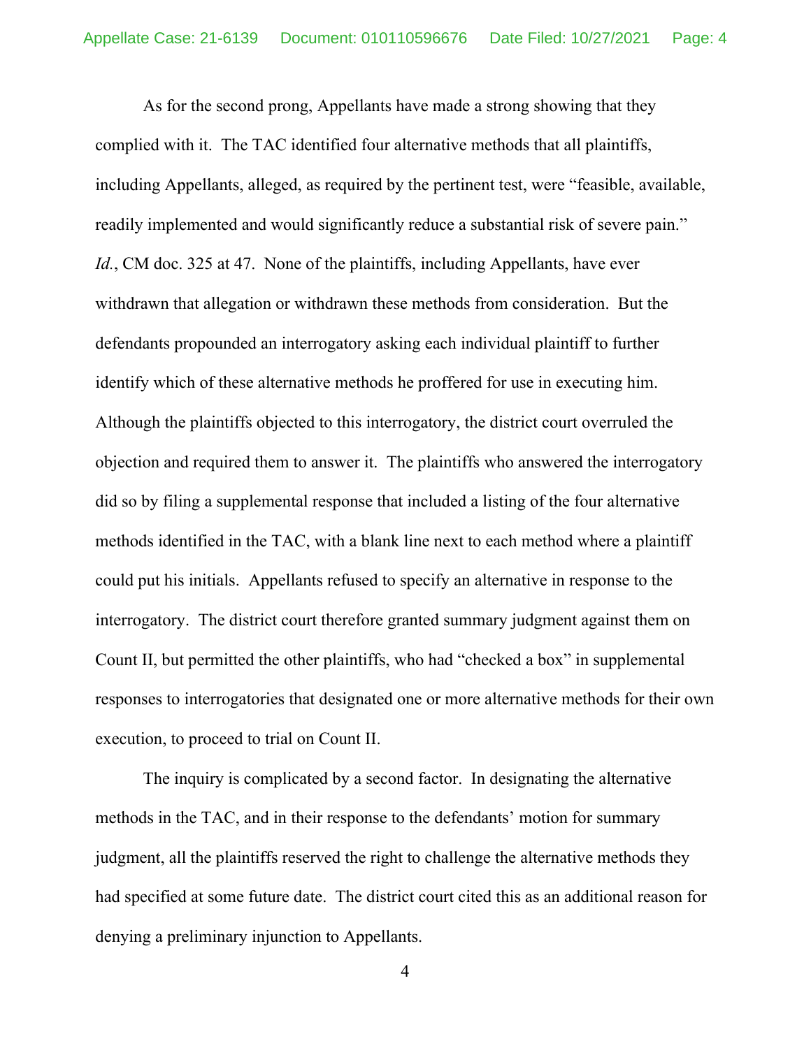As for the second prong, Appellants have made a strong showing that they complied with it. The TAC identified four alternative methods that all plaintiffs, including Appellants, alleged, as required by the pertinent test, were "feasible, available, readily implemented and would significantly reduce a substantial risk of severe pain." *Id.*, CM doc. 325 at 47. None of the plaintiffs, including Appellants, have ever withdrawn that allegation or withdrawn these methods from consideration. But the defendants propounded an interrogatory asking each individual plaintiff to further identify which of these alternative methods he proffered for use in executing him. Although the plaintiffs objected to this interrogatory, the district court overruled the objection and required them to answer it. The plaintiffs who answered the interrogatory did so by filing a supplemental response that included a listing of the four alternative methods identified in the TAC, with a blank line next to each method where a plaintiff could put his initials. Appellants refused to specify an alternative in response to the interrogatory. The district court therefore granted summary judgment against them on Count II, but permitted the other plaintiffs, who had "checked a box" in supplemental responses to interrogatories that designated one or more alternative methods for their own execution, to proceed to trial on Count II.

The inquiry is complicated by a second factor. In designating the alternative methods in the TAC, and in their response to the defendants' motion for summary judgment, all the plaintiffs reserved the right to challenge the alternative methods they had specified at some future date. The district court cited this as an additional reason for denying a preliminary injunction to Appellants.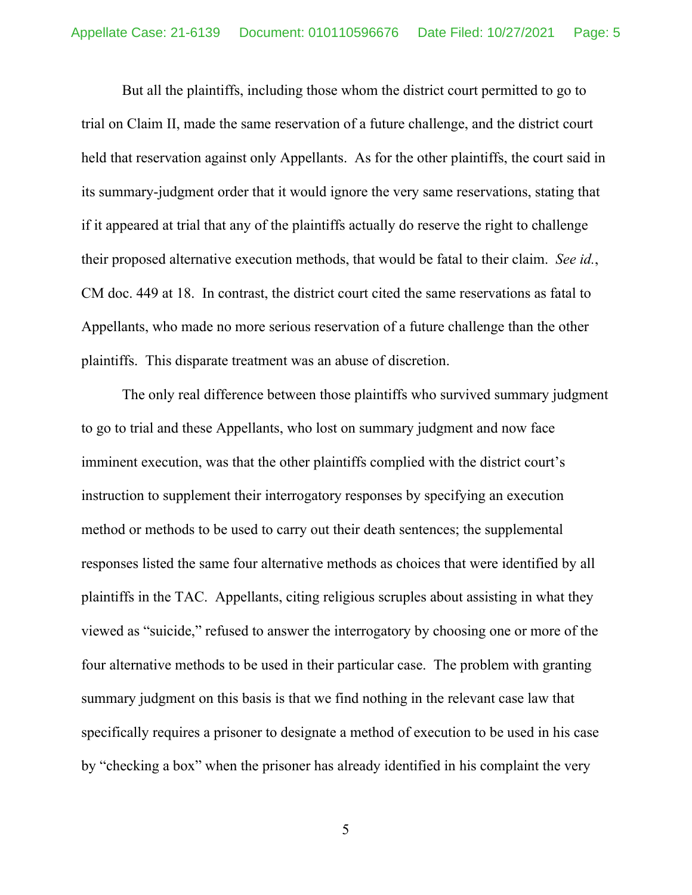But all the plaintiffs, including those whom the district court permitted to go to trial on Claim II, made the same reservation of a future challenge, and the district court held that reservation against only Appellants. As for the other plaintiffs, the court said in its summary-judgment order that it would ignore the very same reservations, stating that if it appeared at trial that any of the plaintiffs actually do reserve the right to challenge their proposed alternative execution methods, that would be fatal to their claim. *See id.*, CM doc. 449 at 18. In contrast, the district court cited the same reservations as fatal to Appellants, who made no more serious reservation of a future challenge than the other plaintiffs. This disparate treatment was an abuse of discretion.

The only real difference between those plaintiffs who survived summary judgment to go to trial and these Appellants, who lost on summary judgment and now face imminent execution, was that the other plaintiffs complied with the district court's instruction to supplement their interrogatory responses by specifying an execution method or methods to be used to carry out their death sentences; the supplemental responses listed the same four alternative methods as choices that were identified by all plaintiffs in the TAC. Appellants, citing religious scruples about assisting in what they viewed as "suicide," refused to answer the interrogatory by choosing one or more of the four alternative methods to be used in their particular case. The problem with granting summary judgment on this basis is that we find nothing in the relevant case law that specifically requires a prisoner to designate a method of execution to be used in his case by "checking a box" when the prisoner has already identified in his complaint the very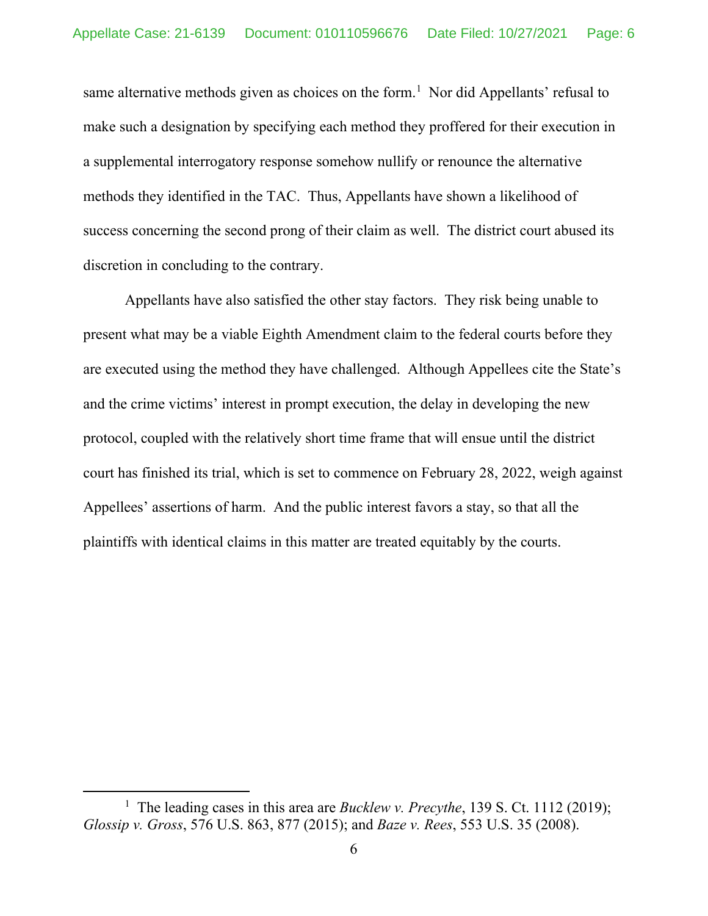same alternative methods given as choices on the form.[1] Nor did Appellants' refusal to make such a designation by specifying each method they proffered for their execution in a supplemental interrogatory response somehow nullify or renounce the alternative methods they identified in the TAC. Thus, Appellants have shown a likelihood of success concerning the second prong of their claim as well. The district court abused its discretion in concluding to the contrary.

Appellants have also satisfied the other stay factors. They risk being unable to present what may be a viable Eighth Amendment claim to the federal courts before they are executed using the method they have challenged. Although Appellees cite the State's and the crime victims' interest in prompt execution, the delay in developing the new protocol, coupled with the relatively short time frame that will ensue until the district court has finished its trial, which is set to commence on February 28, 2022, weigh against Appellees' assertions of harm. And the public interest favors a stay, so that all the plaintiffs with identical claims in this matter are treated equitably by the courts.

---

[1] The leading cases in this area are *Bucklew v. Precythe*, 139 S. Ct. 1112 (2019); *Glossip v. Gross*, 576 U.S. 863, 877 (2015); and *Baze v. Rees*, 553 U.S. 35 (2008).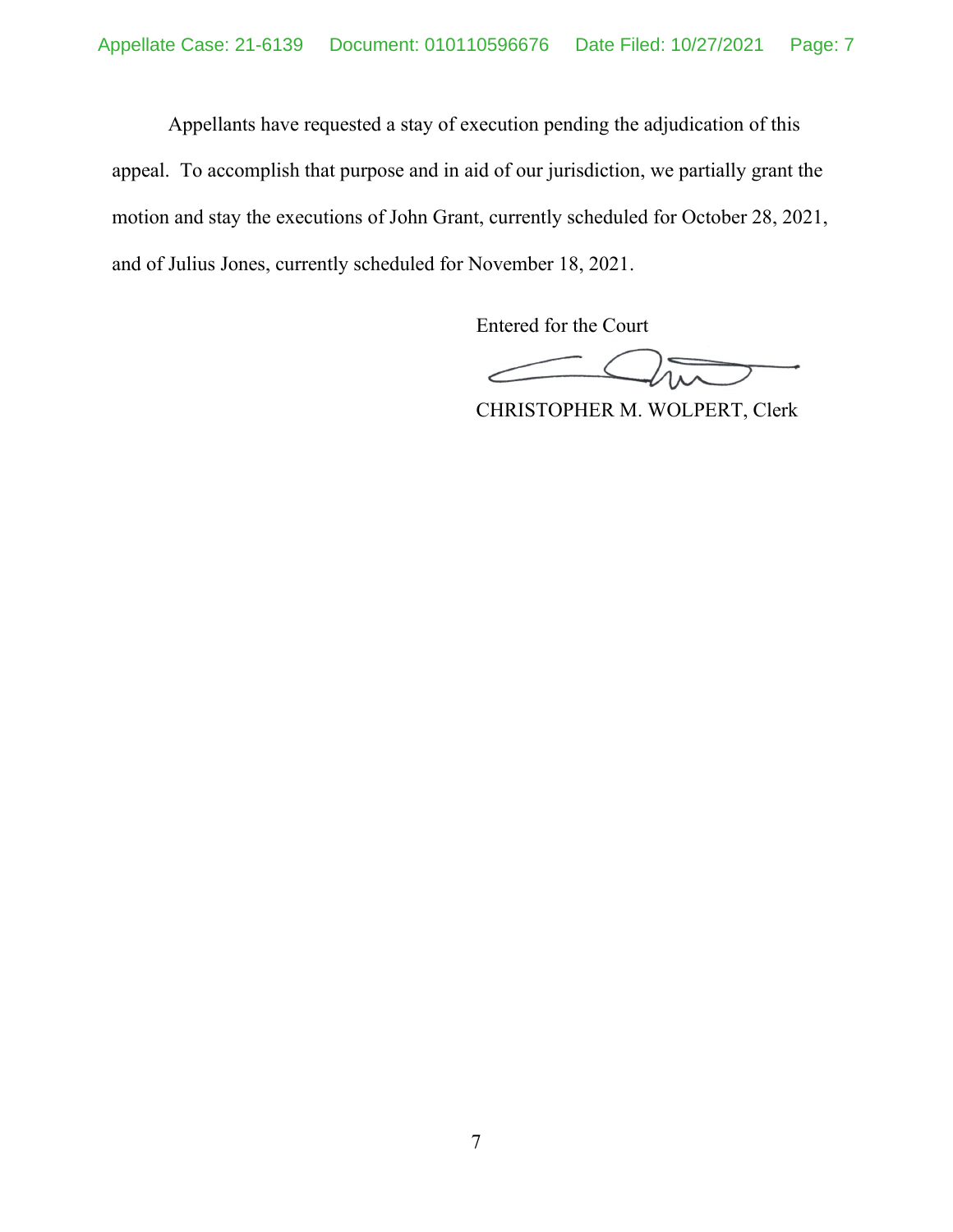Appellants have requested a stay of execution pending the adjudication of this appeal. To accomplish that purpose and in aid of our jurisdiction, we partially grant the motion and stay the executions of John Grant, currently scheduled for October 28, 2021, and of Julius Jones, currently scheduled for November 18, 2021.

Entered for the Court

CHRISTOPHER M. WOLPERT, Clerk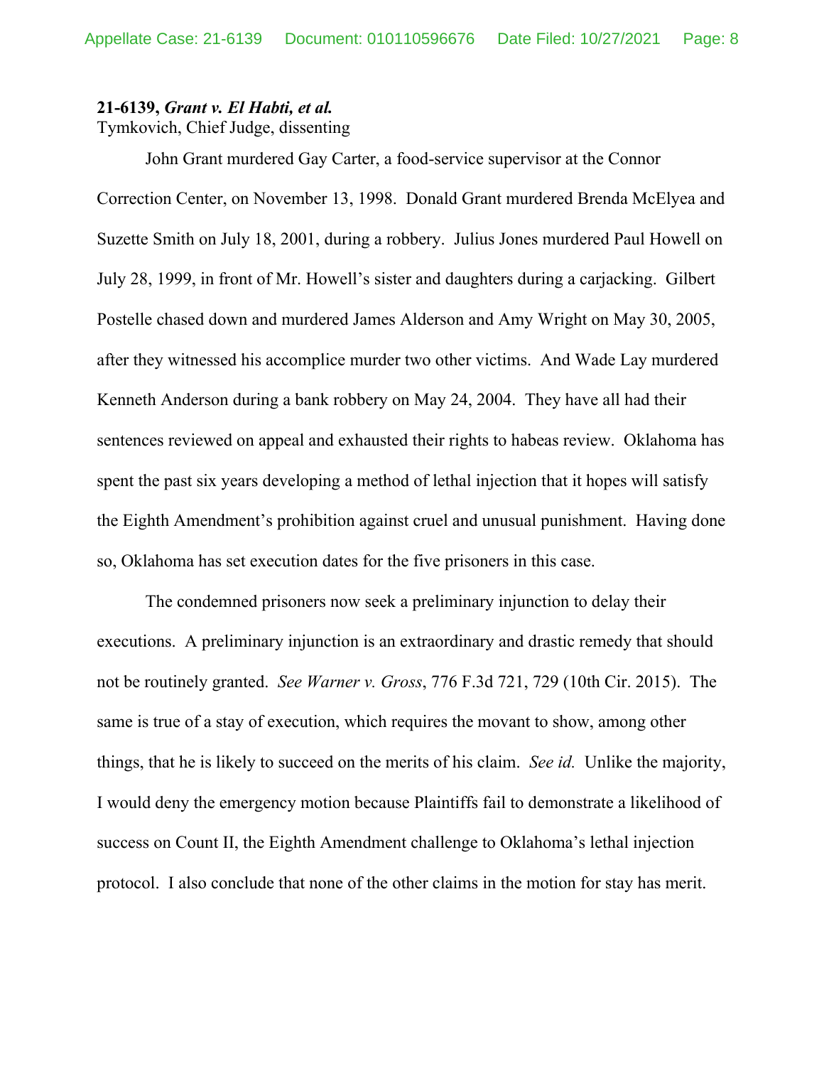**21-6139, *Grant v. El Habti, et al.***
Tymkovich, Chief Judge, dissenting

John Grant murdered Gay Carter, a food-service supervisor at the Connor Correction Center, on November 13, 1998. Donald Grant murdered Brenda McElyea and Suzette Smith on July 18, 2001, during a robbery. Julius Jones murdered Paul Howell on July 28, 1999, in front of Mr. Howell's sister and daughters during a carjacking. Gilbert Postelle chased down and murdered James Alderson and Amy Wright on May 30, 2005, after they witnessed his accomplice murder two other victims. And Wade Lay murdered Kenneth Anderson during a bank robbery on May 24, 2004. They have all had their sentences reviewed on appeal and exhausted their rights to habeas review. Oklahoma has spent the past six years developing a method of lethal injection that it hopes will satisfy the Eighth Amendment's prohibition against cruel and unusual punishment. Having done so, Oklahoma has set execution dates for the five prisoners in this case.

The condemned prisoners now seek a preliminary injunction to delay their executions. A preliminary injunction is an extraordinary and drastic remedy that should not be routinely granted. *See Warner v. Gross*, 776 F.3d 721, 729 (10th Cir. 2015). The same is true of a stay of execution, which requires the movant to show, among other things, that he is likely to succeed on the merits of his claim. *See id.* Unlike the majority, I would deny the emergency motion because Plaintiffs fail to demonstrate a likelihood of success on Count II, the Eighth Amendment challenge to Oklahoma's lethal injection protocol. I also conclude that none of the other claims in the motion for stay has merit.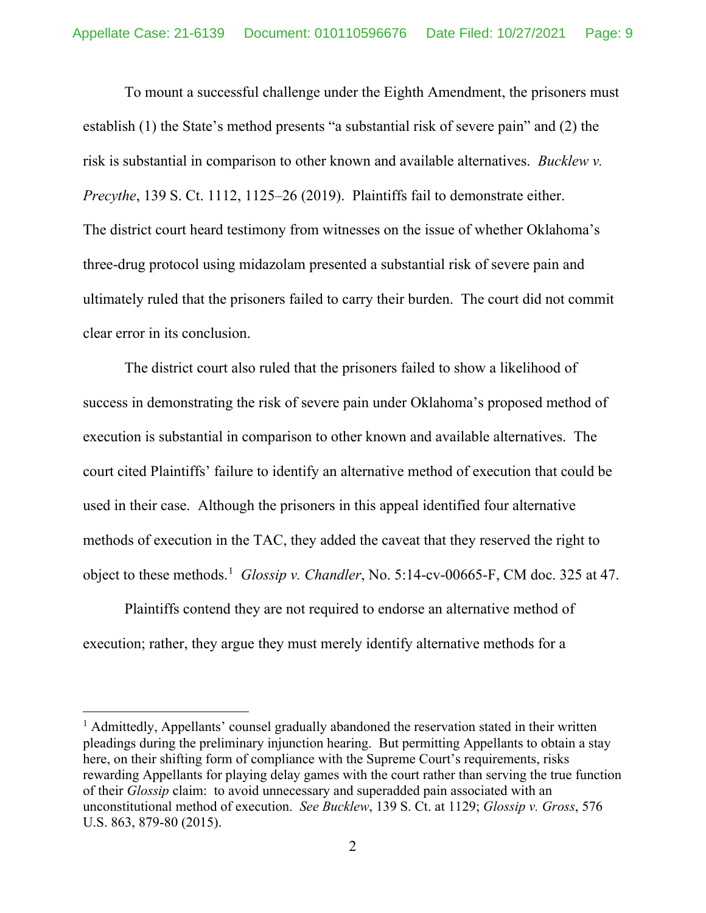To mount a successful challenge under the Eighth Amendment, the prisoners must establish (1) the State's method presents "a substantial risk of severe pain" and (2) the risk is substantial in comparison to other known and available alternatives. *Bucklew v. Precythe*, 139 S. Ct. 1112, 1125–26 (2019). Plaintiffs fail to demonstrate either. The district court heard testimony from witnesses on the issue of whether Oklahoma's three-drug protocol using midazolam presented a substantial risk of severe pain and ultimately ruled that the prisoners failed to carry their burden. The court did not commit clear error in its conclusion.

The district court also ruled that the prisoners failed to show a likelihood of success in demonstrating the risk of severe pain under Oklahoma's proposed method of execution is substantial in comparison to other known and available alternatives. The court cited Plaintiffs' failure to identify an alternative method of execution that could be used in their case. Although the prisoners in this appeal identified four alternative methods of execution in the TAC, they added the caveat that they reserved the right to object to these methods.[1] *Glossip v. Chandler*, No. 5:14-cv-00665-F, CM doc. 325 at 47.

Plaintiffs contend they are not required to endorse an alternative method of execution; rather, they argue they must merely identify alternative methods for a

---

[1] Admittedly, Appellants' counsel gradually abandoned the reservation stated in their written pleadings during the preliminary injunction hearing. But permitting Appellants to obtain a stay here, on their shifting form of compliance with the Supreme Court's requirements, risks rewarding Appellants for playing delay games with the court rather than serving the true function of their *Glossip* claim: to avoid unnecessary and superadded pain associated with an unconstitutional method of execution. *See Bucklew*, 139 S. Ct. at 1129; *Glossip v. Gross*, 576 U.S. 863, 879-80 (2015).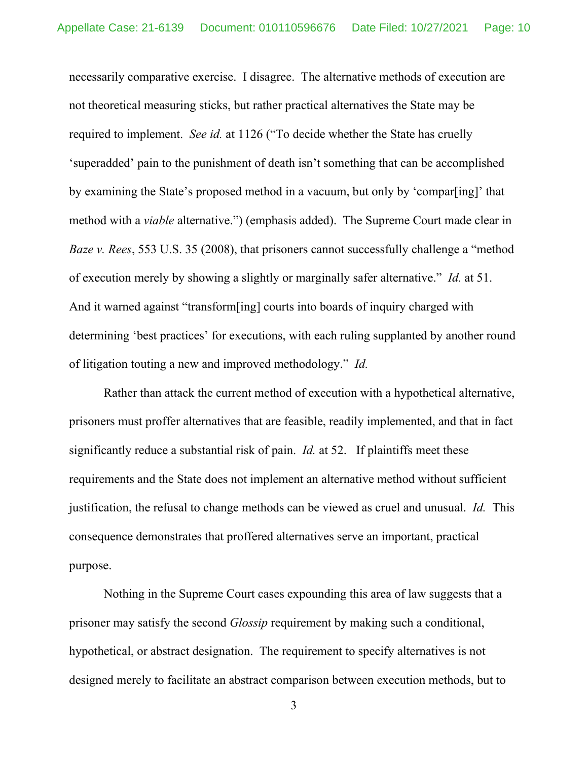necessarily comparative exercise. I disagree. The alternative methods of execution are not theoretical measuring sticks, but rather practical alternatives the State may be required to implement. *See id.* at 1126 ("To decide whether the State has cruelly 'superadded' pain to the punishment of death isn't something that can be accomplished by examining the State's proposed method in a vacuum, but only by 'compar[ing]' that method with a *viable* alternative.") (emphasis added). The Supreme Court made clear in *Baze v. Rees*, 553 U.S. 35 (2008), that prisoners cannot successfully challenge a "method of execution merely by showing a slightly or marginally safer alternative." *Id.* at 51. And it warned against "transform[ing] courts into boards of inquiry charged with determining 'best practices' for executions, with each ruling supplanted by another round of litigation touting a new and improved methodology." *Id.*

Rather than attack the current method of execution with a hypothetical alternative, prisoners must proffer alternatives that are feasible, readily implemented, and that in fact significantly reduce a substantial risk of pain. *Id.* at 52. If plaintiffs meet these requirements and the State does not implement an alternative method without sufficient justification, the refusal to change methods can be viewed as cruel and unusual. *Id.* This consequence demonstrates that proffered alternatives serve an important, practical purpose.

Nothing in the Supreme Court cases expounding this area of law suggests that a prisoner may satisfy the second *Glossip* requirement by making such a conditional, hypothetical, or abstract designation. The requirement to specify alternatives is not designed merely to facilitate an abstract comparison between execution methods, but to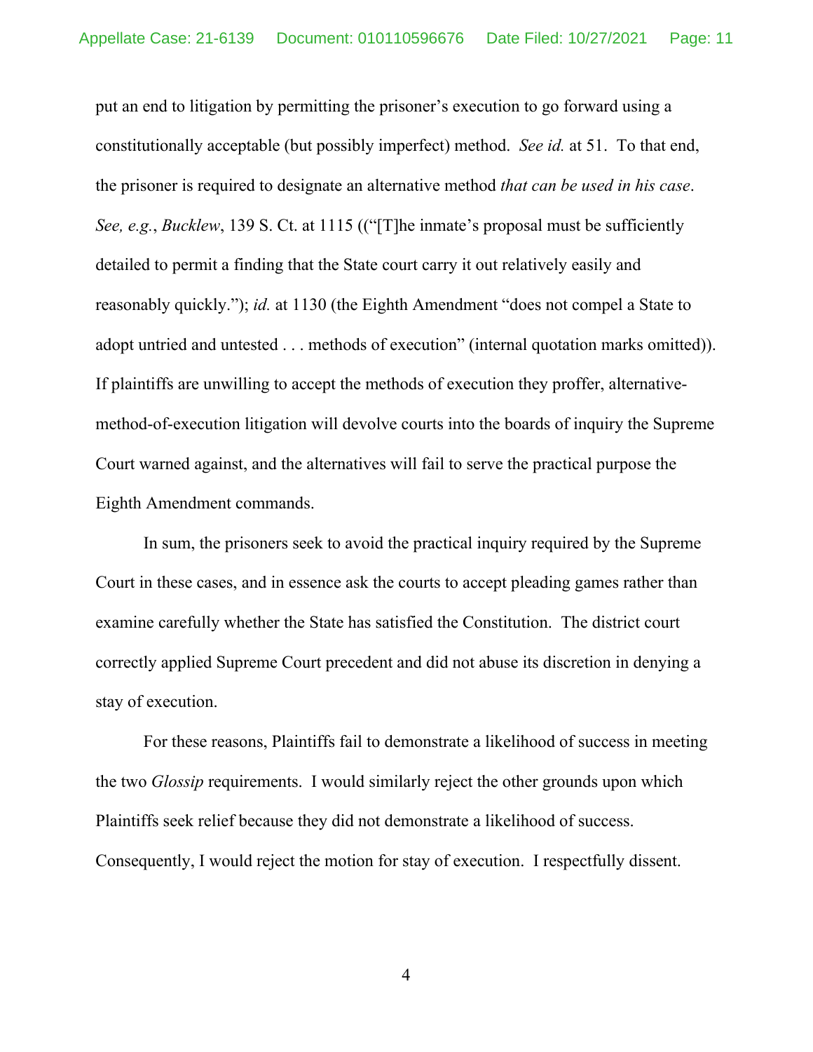put an end to litigation by permitting the prisoner's execution to go forward using a constitutionally acceptable (but possibly imperfect) method. *See id.* at 51. To that end, the prisoner is required to designate an alternative method *that can be used in his case*. *See, e.g.*, *Bucklew*, 139 S. Ct. at 1115 (("[T]he inmate's proposal must be sufficiently detailed to permit a finding that the State court carry it out relatively easily and reasonably quickly."); *id.* at 1130 (the Eighth Amendment "does not compel a State to adopt untried and untested . . . methods of execution" (internal quotation marks omitted)). If plaintiffs are unwilling to accept the methods of execution they proffer, alternative-method-of-execution litigation will devolve courts into the boards of inquiry the Supreme Court warned against, and the alternatives will fail to serve the practical purpose the Eighth Amendment commands.

In sum, the prisoners seek to avoid the practical inquiry required by the Supreme Court in these cases, and in essence ask the courts to accept pleading games rather than examine carefully whether the State has satisfied the Constitution. The district court correctly applied Supreme Court precedent and did not abuse its discretion in denying a stay of execution.

For these reasons, Plaintiffs fail to demonstrate a likelihood of success in meeting the two *Glossip* requirements. I would similarly reject the other grounds upon which Plaintiffs seek relief because they did not demonstrate a likelihood of success. Consequently, I would reject the motion for stay of execution. I respectfully dissent.